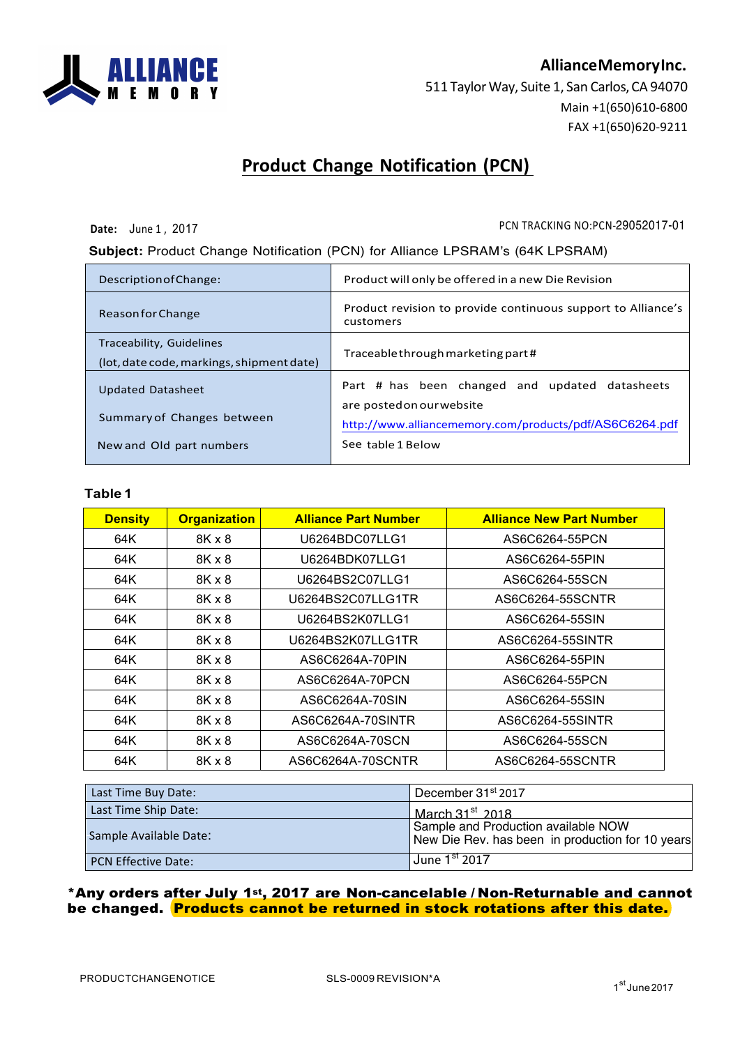**AllianceMemoryInc.**
511 Taylor Way, Suite 1, San Carlos, CA 94070
Main +1(650)610-6800
FAX +1(650)620-9211

# Product Change Notification (PCN)

**Date:** June 1 , 2017

PCN TRACKING NO:PCN-29052017-01

**Subject:** Product Change Notification (PCN) for Alliance LPSRAM's (64K LPSRAM)

| | |
|---|---|
| Description of Change: | Product will only be offered in a new Die Revision |
| Reason for Change | Product revision to provide continuous support to Alliance's customers |
| Traceability, Guidelines (lot, date code, markings, shipment date) | Traceable through marketing part # |
| Updated Datasheet<br>Summary of Changes between<br>New and Old part numbers | Part # has been changed and updated datasheets are posted on our website http://www.alliancememory.com/products/pdf/AS6C6264.pdf<br>See table 1 Below |

**Table 1**

| Density | Organization | Alliance Part Number | Alliance New Part Number |
|---|---|---|---|
| 64K | 8K x 8 | U6264BDC07LLG1 | AS6C6264-55PCN |
| 64K | 8K x 8 | U6264BDK07LLG1 | AS6C6264-55PIN |
| 64K | 8K x 8 | U6264BS2C07LLG1 | AS6C6264-55SCN |
| 64K | 8K x 8 | U6264BS2C07LLG1TR | AS6C6264-55SCNTR |
| 64K | 8K x 8 | U6264BS2K07LLG1 | AS6C6264-55SIN |
| 64K | 8K x 8 | U6264BS2K07LLG1TR | AS6C6264-55SINTR |
| 64K | 8K x 8 | AS6C6264A-70PIN | AS6C6264-55PIN |
| 64K | 8K x 8 | AS6C6264A-70PCN | AS6C6264-55PCN |
| 64K | 8K x 8 | AS6C6264A-70SIN | AS6C6264-55SIN |
| 64K | 8K x 8 | AS6C6264A-70SINTR | AS6C6264-55SINTR |
| 64K | 8K x 8 | AS6C6264A-70SCN | AS6C6264-55SCN |
| 64K | 8K x 8 | AS6C6264A-70SCNTR | AS6C6264-55SCNTR |

| | |
|---|---|
| Last Time Buy Date: | December 31st 2017 |
| Last Time Ship Date: | March 31st 2018 |
| Sample Available Date: | Sample and Production available NOW<br>New Die Rev. has been in production for 10 years |
| PCN Effective Date: | June 1st 2017 |

**\*Any orders after July 1st, 2017 are Non-cancelable / Non-Returnable and cannot be changed. Products cannot be returned in stock rotations after this date.**

PRODUCTCHANGENOTICE SLS-0009 REVISION\*A 1st June 2017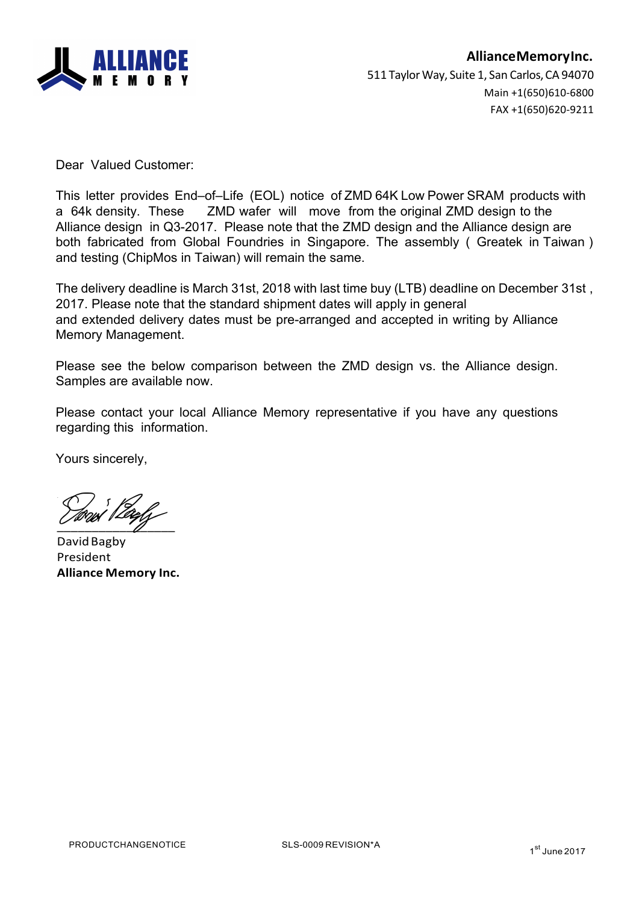**AllianceMemoryInc.**
511 Taylor Way, Suite 1, San Carlos, CA 94070
Main +1(650)610-6800
FAX +1(650)620-9211

Dear Valued Customer:

This letter provides End–of–Life (EOL) notice of ZMD 64K Low Power SRAM products with a 64k density. These ZMD wafer will move from the original ZMD design to the Alliance design in Q3-2017. Please note that the ZMD design and the Alliance design are both fabricated from Global Foundries in Singapore. The assembly ( Greatek in Taiwan ) and testing (ChipMos in Taiwan) will remain the same.

The delivery deadline is March 31st, 2018 with last time buy (LTB) deadline on December 31st , 2017. Please note that the standard shipment dates will apply in general and extended delivery dates must be pre-arranged and accepted in writing by Alliance Memory Management.

Please see the below comparison between the ZMD design vs. the Alliance design. Samples are available now.

Please contact your local Alliance Memory representative if you have any questions regarding this information.

Yours sincerely,

David Bagby
President
**Alliance Memory Inc.**

PRODUCTCHANGENOTICE SLS-0009 REVISION*A 1st June 2017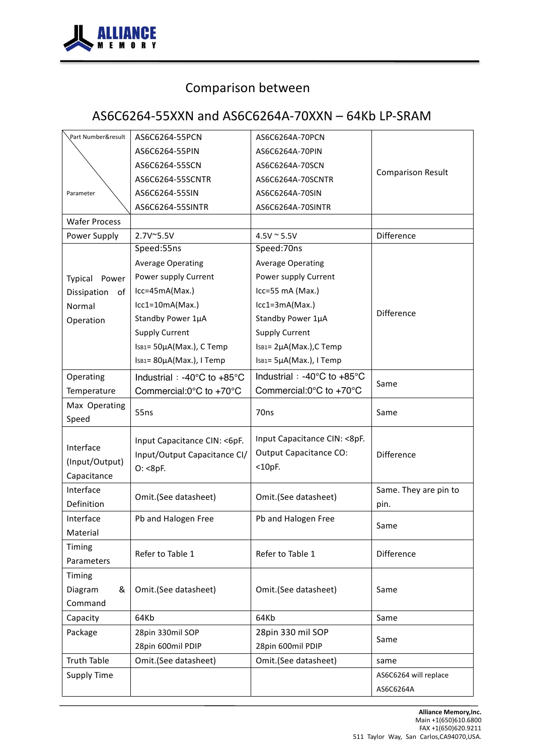# Comparison between

## AS6C6264-55XXN and AS6C6264A-70XXN – 64Kb LP-SRAM

| Part Number&result / Parameter | AS6C6264-55PCN<br>AS6C6264-55PIN<br>AS6C6264-55SCN<br>AS6C6264-55SCNTR<br>AS6C6264-55SIN<br>AS6C6264-55SINTR | AS6C6264A-70PCN<br>AS6C6264A-70PIN<br>AS6C6264A-70SCN<br>AS6C6264A-70SCNTR<br>AS6C6264A-70SIN<br>AS6C6264A-70SINTR | Comparison Result |
|---|---|---|---|
| Wafer Process | | | |
| Power Supply | 2.7V~5.5V | 4.5V ~ 5.5V | Difference |
| Typical Power Dissipation of Normal Operation | Speed:55ns<br>Average Operating Power supply Current<br>Icc=45mA(Max.)<br>Icc1=10mA(Max.)<br>Standby Power 1μA Supply Current<br>$I_{SB1}$= 50μA(Max.), C Temp<br>$I_{SB1}$= 80μA(Max.), I Temp | Speed:70ns<br>Average Operating Power supply Current<br>Icc=55 mA (Max.)<br>Icc1=3mA(Max.)<br>Standby Power 1μA Supply Current<br>$I_{SB1}$= 2μA(Max.),C Temp<br>$I_{SB1}$= 5μA(Max.), I Temp | Difference |
| Operating Temperature | Industrial：-40°C to +85°C<br>Commercial:0°C to +70°C | Industrial：-40°C to +85°C<br>Commercial:0°C to +70°C | Same |
| Max Operating Speed | 55ns | 70ns | Same |
| Interface (Input/Output) Capacitance | Input Capacitance CIN: <6pF.<br>Input/Output Capacitance CI/O: <8pF. | Input Capacitance CIN: <8pF.<br>Output Capacitance CO: <10pF. | Difference |
| Interface Definition | Omit.(See datasheet) | Omit.(See datasheet) | Same. They are pin to pin. |
| Interface Material | Pb and Halogen Free | Pb and Halogen Free | Same |
| Timing Parameters | Refer to Table 1 | Refer to Table 1 | Difference |
| Timing Diagram & Command | Omit.(See datasheet) | Omit.(See datasheet) | Same |
| Capacity | 64Kb | 64Kb | Same |
| Package | 28pin 330mil SOP<br>28pin 600mil PDIP | 28pin 330 mil SOP<br>28pin 600mil PDIP | Same |
| Truth Table | Omit.(See datasheet) | Omit.(See datasheet) | same |
| Supply Time | | | AS6C6264 will replace AS6C6264A |

**Alliance Memory,Inc.**
Main +1(650)610.6800
FAX +1(650)620.9211
511 Taylor Way, San Carlos,CA94070,USA.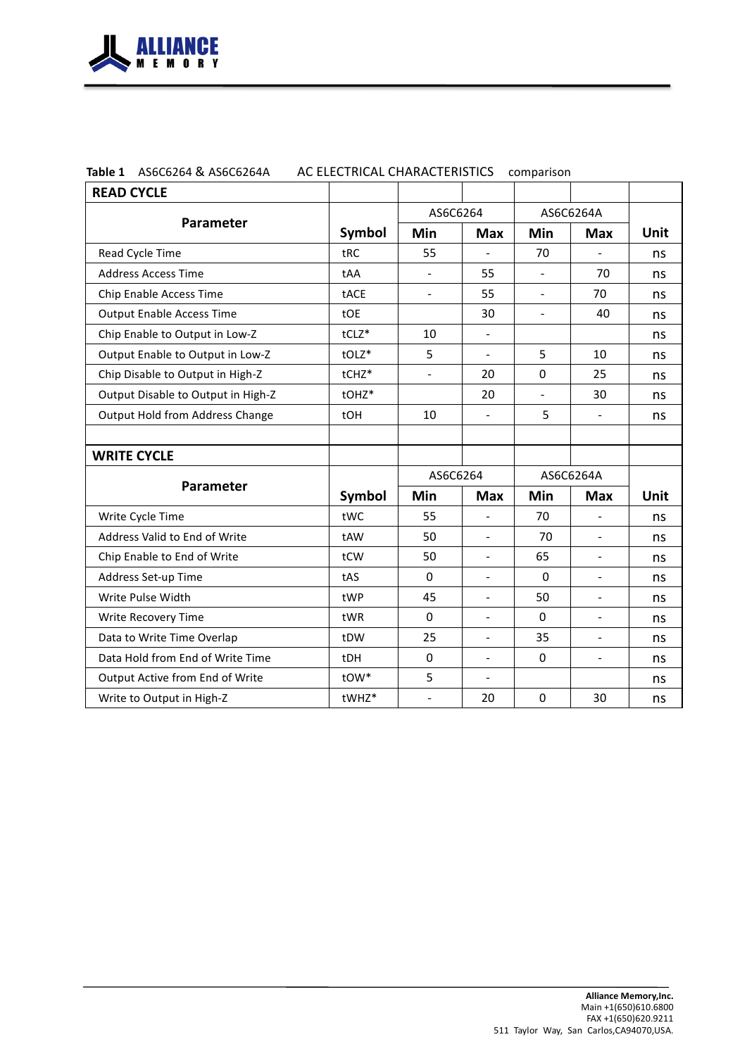**Table 1** AS6C6264 & AS6C6264A AC ELECTRICAL CHARACTERISTICS comparison

| READ CYCLE | | | | | | |
|---|---|---|---|---|---|---|
| **Parameter** | | AS6C6264 | | AS6C6264A | | |
| | **Symbol** | **Min** | **Max** | **Min** | **Max** | **Unit** |
| Read Cycle Time | tRC | 55 | - | 70 | - | ns |
| Address Access Time | tAA | - | 55 | - | 70 | ns |
| Chip Enable Access Time | tACE | - | 55 | - | 70 | ns |
| Output Enable Access Time | tOE | | 30 | - | 40 | ns |
| Chip Enable to Output in Low-Z | tCLZ* | 10 | - | | | ns |
| Output Enable to Output in Low-Z | tOLZ* | 5 | - | 5 | 10 | ns |
| Chip Disable to Output in High-Z | tCHZ* | - | 20 | 0 | 25 | ns |
| Output Disable to Output in High-Z | tOHZ* | | 20 | - | 30 | ns |
| Output Hold from Address Change | tOH | 10 | - | 5 | - | ns |
| | | | | | | |
| **WRITE CYCLE** | | | | | | |
| **Parameter** | | AS6C6264 | | AS6C6264A | | |
| | **Symbol** | **Min** | **Max** | **Min** | **Max** | **Unit** |
| Write Cycle Time | tWC | 55 | - | 70 | - | ns |
| Address Valid to End of Write | tAW | 50 | - | 70 | - | ns |
| Chip Enable to End of Write | tCW | 50 | - | 65 | - | ns |
| Address Set-up Time | tAS | 0 | - | 0 | - | ns |
| Write Pulse Width | tWP | 45 | - | 50 | - | ns |
| Write Recovery Time | tWR | 0 | - | 0 | - | ns |
| Data to Write Time Overlap | tDW | 25 | - | 35 | - | ns |
| Data Hold from End of Write Time | tDH | 0 | - | 0 | - | ns |
| Output Active from End of Write | tOW* | 5 | - | | | ns |
| Write to Output in High-Z | tWHZ* | - | 20 | 0 | 30 | ns |

**Alliance Memory,Inc.**
Main +1(650)610.6800
FAX +1(650)620.9211
511 Taylor Way, San Carlos,CA94070,USA.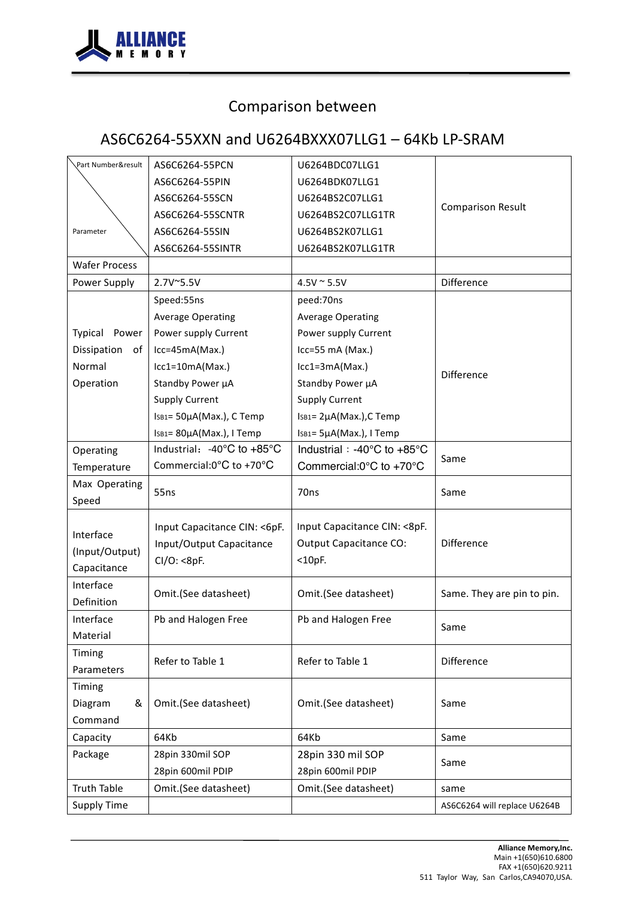# Comparison between

## AS6C6264-55XXN and U6264BXXX07LLG1 – 64Kb LP-SRAM

| Part Number&result / Parameter | AS6C6264-55PCN<br>AS6C6264-55PIN<br>AS6C6264-55SCN<br>AS6C6264-55SCNTR<br>AS6C6264-55SIN<br>AS6C6264-55SINTR | U6264BDC07LLG1<br>U6264BDK07LLG1<br>U6264BS2C07LLG1<br>U6264BS2C07LLG1TR<br>U6264BS2K07LLG1<br>U6264BS2K07LLG1TR | Comparison Result |
|---|---|---|---|
| Wafer Process | | | |
| Power Supply | 2.7V~5.5V | 4.5V ~ 5.5V | Difference |
| Typical Power Dissipation of Normal Operation | Speed:55ns<br>Average Operating Power supply Current<br>Icc=45mA(Max.)<br>Icc1=10mA(Max.)<br>Standby Power µA Supply Current<br>$I_{SB1}$= 50µA(Max.), C Temp<br>$I_{SB1}$= 80µA(Max.), I Temp | peed:70ns<br>Average Operating Power supply Current<br>Icc=55 mA (Max.)<br>Icc1=3mA(Max.)<br>Standby Power µA Supply Current<br>$I_{SB1}$= 2µA(Max.),C Temp<br>$I_{SB1}$= 5µA(Max.), I Temp | Difference |
| Operating Temperature | Industrial: -40°C to +85°C<br>Commercial:0°C to +70°C | Industrial：-40°C to +85°C<br>Commercial:0°C to +70°C | Same |
| Max Operating Speed | 55ns | 70ns | Same |
| Interface (Input/Output) Capacitance | Input Capacitance CIN: <6pF.<br>Input/Output Capacitance CI/O: <8pF. | Input Capacitance CIN: <8pF.<br>Output Capacitance CO: <10pF. | Difference |
| Interface Definition | Omit.(See datasheet) | Omit.(See datasheet) | Same. They are pin to pin. |
| Interface Material | Pb and Halogen Free | Pb and Halogen Free | Same |
| Timing Parameters | Refer to Table 1 | Refer to Table 1 | Difference |
| Timing Diagram & Command | Omit.(See datasheet) | Omit.(See datasheet) | Same |
| Capacity | 64Kb | 64Kb | Same |
| Package | 28pin 330mil SOP<br>28pin 600mil PDIP | 28pin 330 mil SOP<br>28pin 600mil PDIP | Same |
| Truth Table | Omit.(See datasheet) | Omit.(See datasheet) | same |
| Supply Time | | | AS6C6264 will replace U6264B |

**Alliance Memory,Inc.**
Main +1(650)610.6800
FAX +1(650)620.9211
511 Taylor Way, San Carlos,CA94070,USA.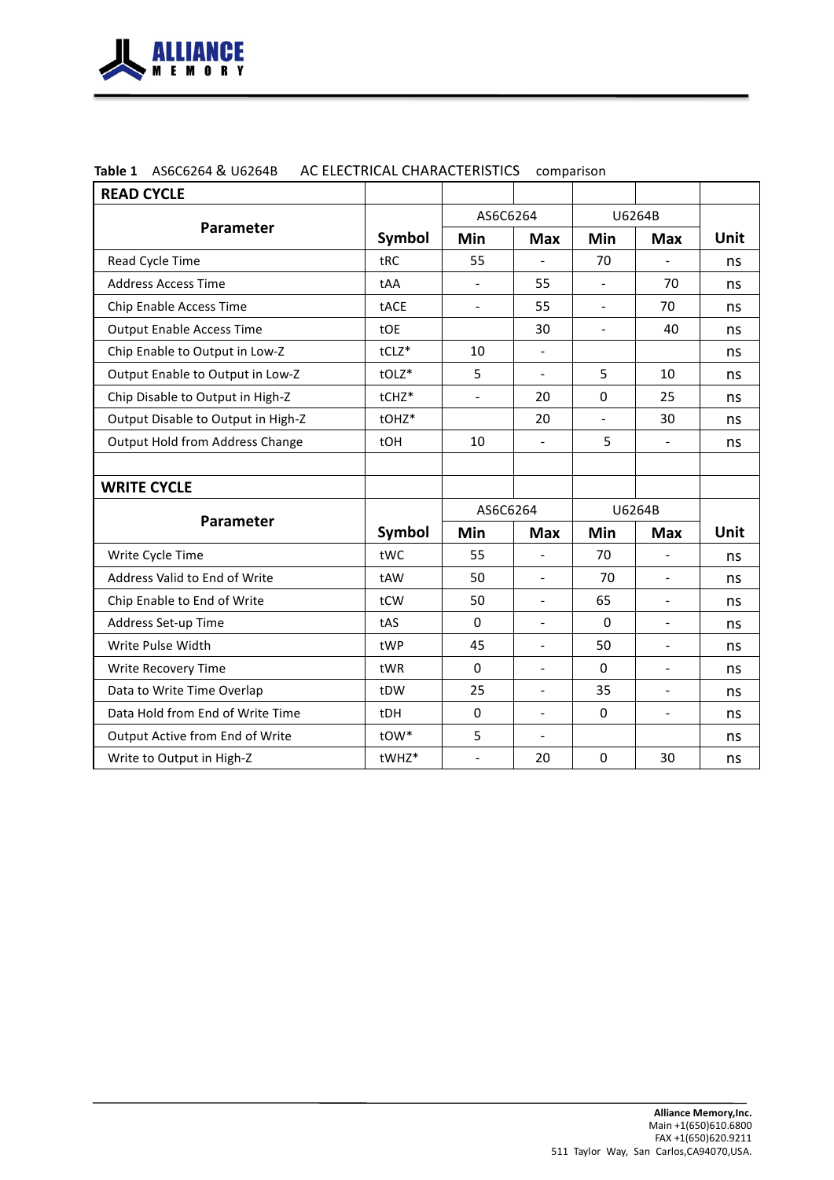**Table 1** AS6C6264 & U6264B AC ELECTRICAL CHARACTERISTICS comparison

| READ CYCLE | | | | | | |
|---|---|---|---|---|---|---|
| **Parameter** | | AS6C6264 | | U6264B | | |
| | **Symbol** | **Min** | **Max** | **Min** | **Max** | **Unit** |
| Read Cycle Time | tRC | 55 | - | 70 | - | ns |
| Address Access Time | tAA | - | 55 | - | 70 | ns |
| Chip Enable Access Time | tACE | - | 55 | - | 70 | ns |
| Output Enable Access Time | tOE | | 30 | - | 40 | ns |
| Chip Enable to Output in Low-Z | tCLZ* | 10 | - | | | ns |
| Output Enable to Output in Low-Z | tOLZ* | 5 | - | 5 | 10 | ns |
| Chip Disable to Output in High-Z | tCHZ* | - | 20 | 0 | 25 | ns |
| Output Disable to Output in High-Z | tOHZ* | | 20 | - | 30 | ns |
| Output Hold from Address Change | tOH | 10 | - | 5 | - | ns |

| WRITE CYCLE | | | | | | |
|---|---|---|---|---|---|---|
| **Parameter** | | AS6C6264 | | U6264B | | |
| | **Symbol** | **Min** | **Max** | **Min** | **Max** | **Unit** |
| Write Cycle Time | tWC | 55 | - | 70 | - | ns |
| Address Valid to End of Write | tAW | 50 | - | 70 | - | ns |
| Chip Enable to End of Write | tCW | 50 | - | 65 | - | ns |
| Address Set-up Time | tAS | 0 | - | 0 | - | ns |
| Write Pulse Width | tWP | 45 | - | 50 | - | ns |
| Write Recovery Time | tWR | 0 | - | 0 | - | ns |
| Data to Write Time Overlap | tDW | 25 | - | 35 | - | ns |
| Data Hold from End of Write Time | tDH | 0 | - | 0 | - | ns |
| Output Active from End of Write | tOW* | 5 | - | | | ns |
| Write to Output in High-Z | tWHZ* | - | 20 | 0 | 30 | ns |

**Alliance Memory,Inc.**
Main +1(650)610.6800
FAX +1(650)620.9211
511 Taylor Way, San Carlos,CA94070,USA.